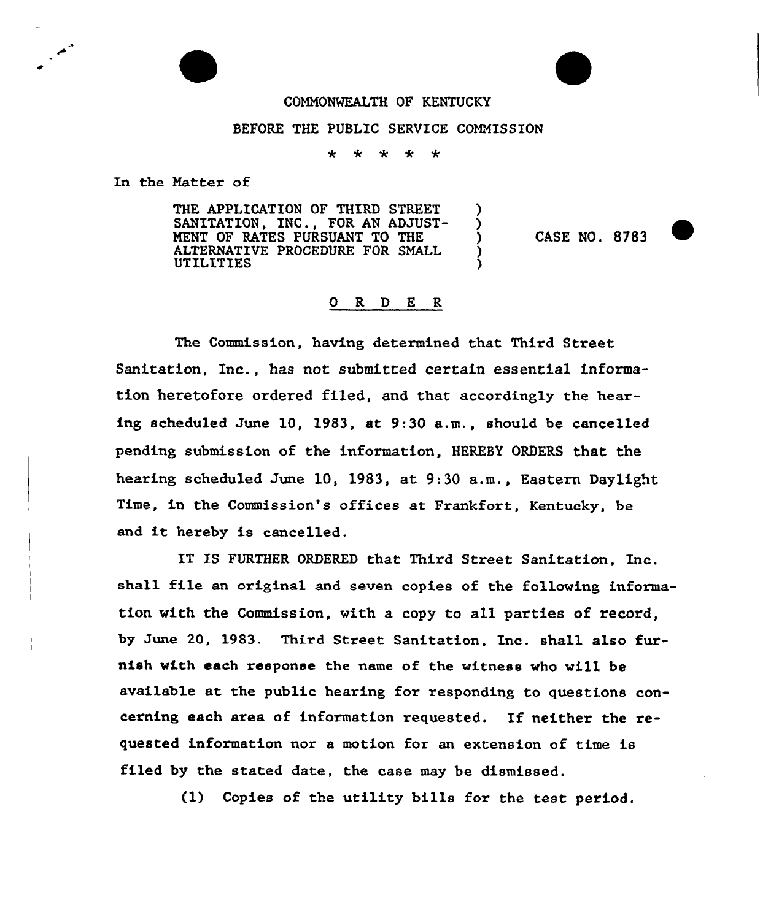COMMONWEALTH OF KENTUCKY

BEFORE THE PUBLIC SERVICE COMMISSION

\* \* \* \* \*

In the Matter of

THE APPLICATION OF THIRD STREET SANITATION, INC., FOR AN ADJUSTMENT OF RATES PURSUANT TO THE ALTERNATIVE PROCEDURE FOR SMALL UTILITIES ) CASE NO. 8783

## O R D E R

The Commission, having determined that Third Street Sanitation, Inc., has not submitted certain essential information heretofore ordered filed, and that accordingly the hearing scheduled June 10, 1983, at 9:30 a.m., should be cancelled pending submission of the information, HEREBY ORDERS that the hearing scheduled June 10, 1983, at 9:30 a.m., Eastern Daylight Time, in the Commission's offices at Frankfort, Kentucky, be and it hereby is cancelled.

IT IS FURTHER ORDERED that Third Street Sanitation, Inc. shall file an original and seven copies of the following information with the Commission, with a copy to all parties of record, by June 20, 1983. Third Street Sanitation, Inc. shall also furnish with each response the name of the witness who will be available at the public hearing for responding to questions concerning each area of information requested. If neither the requested information nor a motion for an extension of time is filed by the stated date, the case may be dismissed.

(1) Copies of the utility bills for the test period.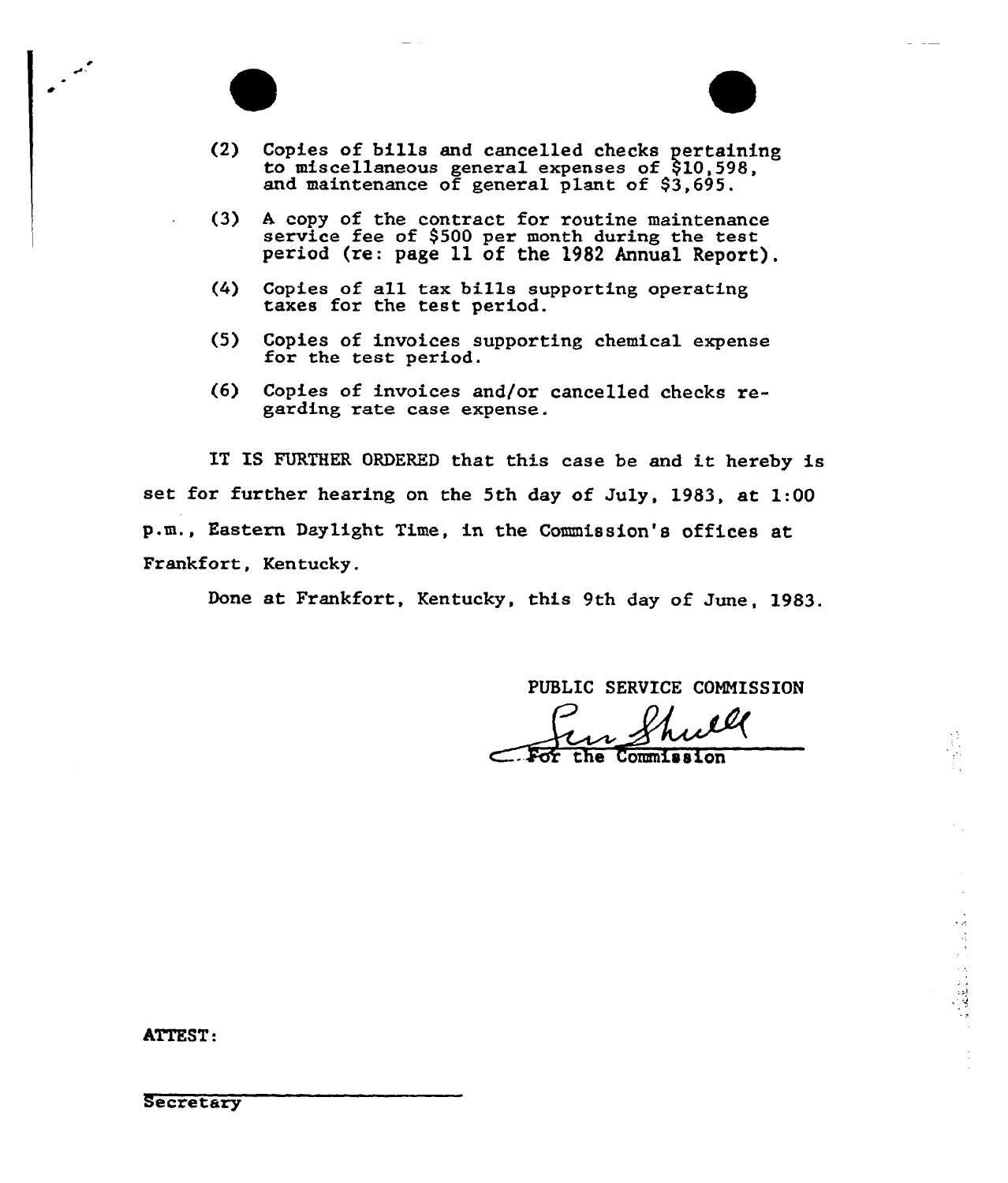(2) Copies of bills and cancelled checks pertaining to miscellaneous general expenses of $10,598, and maintenance of general plant of $3,695.

(3) A copy of the contract for routine maintenance service fee of $500 per month during the test period (re: page 11 of the 1982 Annual Report).

(4) Copies of all tax bills supporting operating taxes for the test period.

(5) Copies of invoices supporting chemical expense for the test period.

(6) Copies of invoices and/or cancelled checks regarding rate case expense.

IT IS FURTHER ORDERED that this case be and it hereby is set for further hearing on the 5th day of July, 1983, at 1:00 p.m., Eastern Daylight Time, in the Commission's offices at Frankfort, Kentucky.

Done at Frankfort, Kentucky, this 9th day of June, 1983.

PUBLIC SERVICE COMMISSION

For the Commission

ATTEST:

Secretary